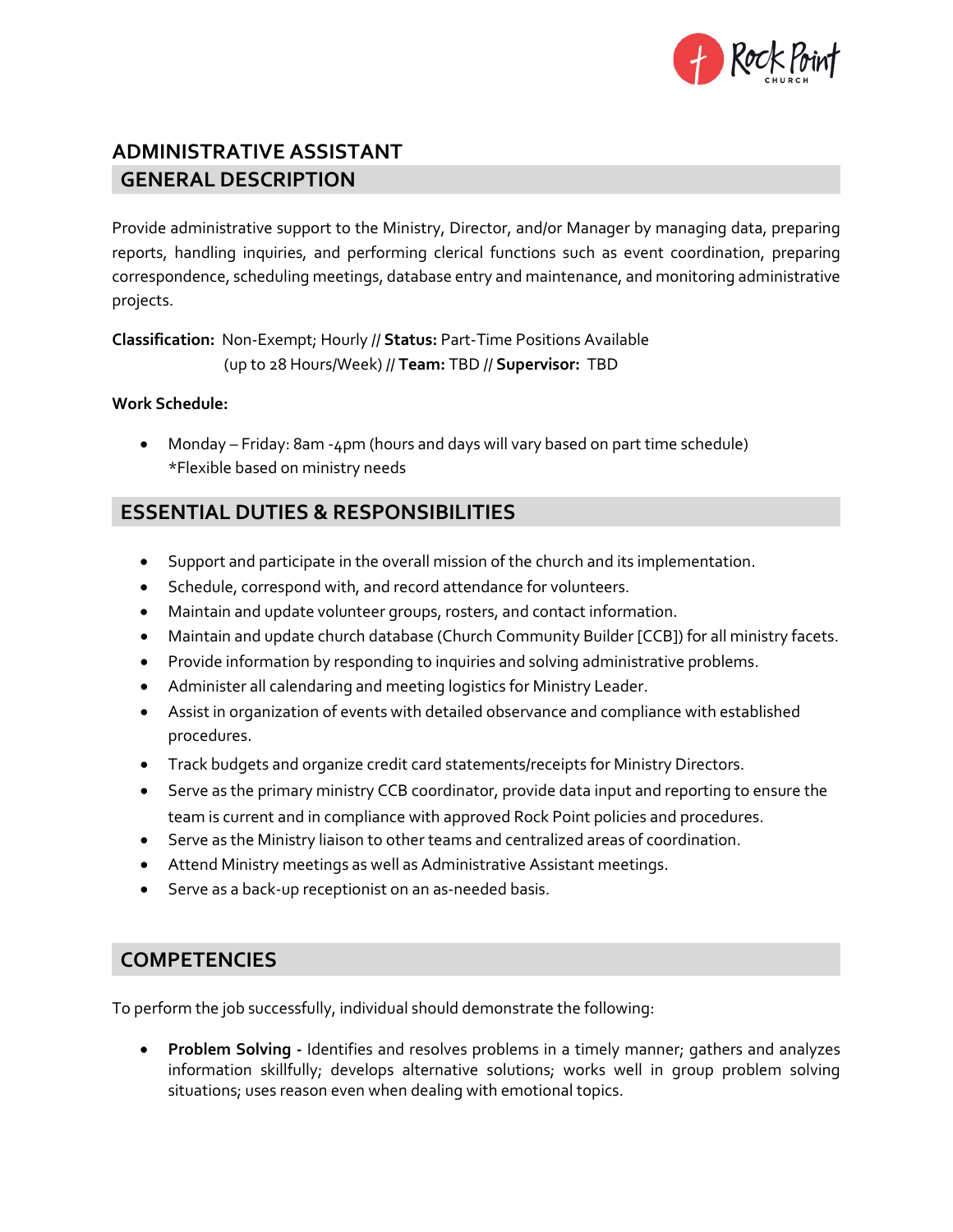# ADMINISTRATIVE ASSISTANT

## GENERAL DESCRIPTION

Provide administrative support to the Ministry, Director, and/or Manager by managing data, preparing reports, handling inquiries, and performing clerical functions such as event coordination, preparing correspondence, scheduling meetings, database entry and maintenance, and monitoring administrative projects.

**Classification:** Non-Exempt; Hourly // **Status:** Part-Time Positions Available (up to 28 Hours/Week) // **Team:** TBD // **Supervisor:** TBD

**Work Schedule:**

- Monday – Friday: 8am -4pm (hours and days will vary based on part time schedule) *Flexible based on ministry needs

## ESSENTIAL DUTIES & RESPONSIBILITIES

- Support and participate in the overall mission of the church and its implementation.
- Schedule, correspond with, and record attendance for volunteers.
- Maintain and update volunteer groups, rosters, and contact information.
- Maintain and update church database (Church Community Builder [CCB]) for all ministry facets.
- Provide information by responding to inquiries and solving administrative problems.
- Administer all calendaring and meeting logistics for Ministry Leader.
- Assist in organization of events with detailed observance and compliance with established procedures.
- Track budgets and organize credit card statements/receipts for Ministry Directors.
- Serve as the primary ministry CCB coordinator, provide data input and reporting to ensure the team is current and in compliance with approved Rock Point policies and procedures.
- Serve as the Ministry liaison to other teams and centralized areas of coordination.
- Attend Ministry meetings as well as Administrative Assistant meetings.
- Serve as a back-up receptionist on an as-needed basis.

## COMPETENCIES

To perform the job successfully, individual should demonstrate the following:

- **Problem Solving -** Identifies and resolves problems in a timely manner; gathers and analyzes information skillfully; develops alternative solutions; works well in group problem solving situations; uses reason even when dealing with emotional topics.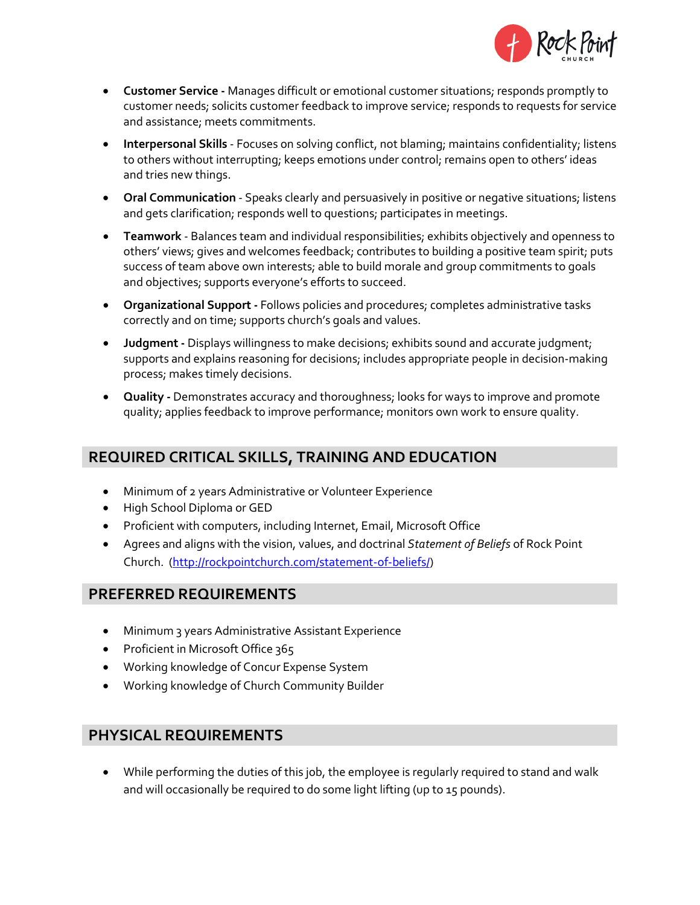- **Customer Service -** Manages difficult or emotional customer situations; responds promptly to customer needs; solicits customer feedback to improve service; responds to requests for service and assistance; meets commitments.
- **Interpersonal Skills** - Focuses on solving conflict, not blaming; maintains confidentiality; listens to others without interrupting; keeps emotions under control; remains open to others' ideas and tries new things.
- **Oral Communication** - Speaks clearly and persuasively in positive or negative situations; listens and gets clarification; responds well to questions; participates in meetings.
- **Teamwork** - Balances team and individual responsibilities; exhibits objectively and openness to others' views; gives and welcomes feedback; contributes to building a positive team spirit; puts success of team above own interests; able to build morale and group commitments to goals and objectives; supports everyone's efforts to succeed.
- **Organizational Support -** Follows policies and procedures; completes administrative tasks correctly and on time; supports church's goals and values.
- **Judgment -** Displays willingness to make decisions; exhibits sound and accurate judgment; supports and explains reasoning for decisions; includes appropriate people in decision-making process; makes timely decisions.
- **Quality -** Demonstrates accuracy and thoroughness; looks for ways to improve and promote quality; applies feedback to improve performance; monitors own work to ensure quality.

## REQUIRED CRITICAL SKILLS, TRAINING AND EDUCATION

- Minimum of 2 years Administrative or Volunteer Experience
- High School Diploma or GED
- Proficient with computers, including Internet, Email, Microsoft Office
- Agrees and aligns with the vision, values, and doctrinal *Statement of Beliefs* of Rock Point Church. (http://rockpointchurch.com/statement-of-beliefs/)

## PREFERRED REQUIREMENTS

- Minimum 3 years Administrative Assistant Experience
- Proficient in Microsoft Office 365
- Working knowledge of Concur Expense System
- Working knowledge of Church Community Builder

## PHYSICAL REQUIREMENTS

- While performing the duties of this job, the employee is regularly required to stand and walk and will occasionally be required to do some light lifting (up to 15 pounds).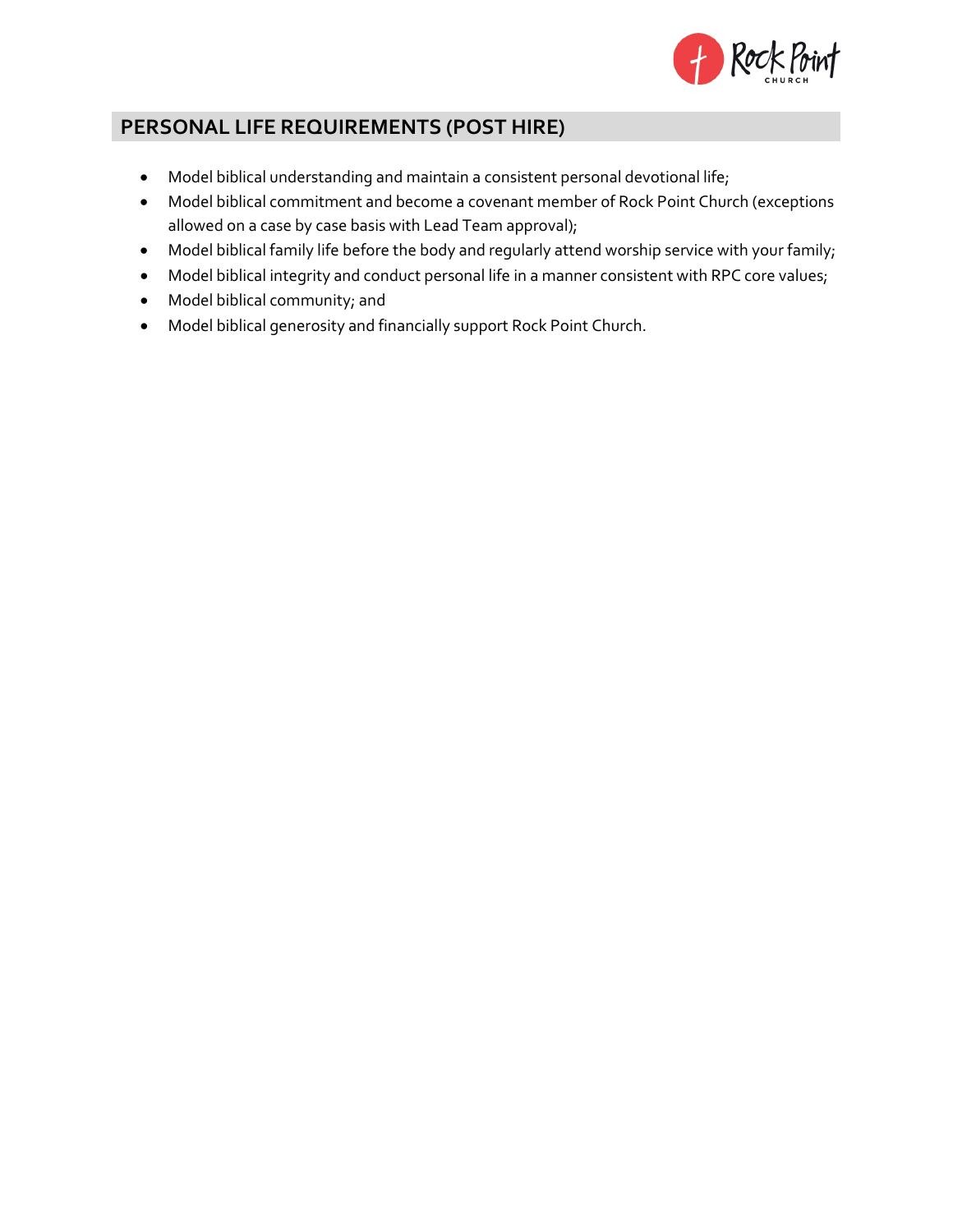## PERSONAL LIFE REQUIREMENTS (POST HIRE)

- Model biblical understanding and maintain a consistent personal devotional life;
- Model biblical commitment and become a covenant member of Rock Point Church (exceptions allowed on a case by case basis with Lead Team approval);
- Model biblical family life before the body and regularly attend worship service with your family;
- Model biblical integrity and conduct personal life in a manner consistent with RPC core values;
- Model biblical community; and
- Model biblical generosity and financially support Rock Point Church.